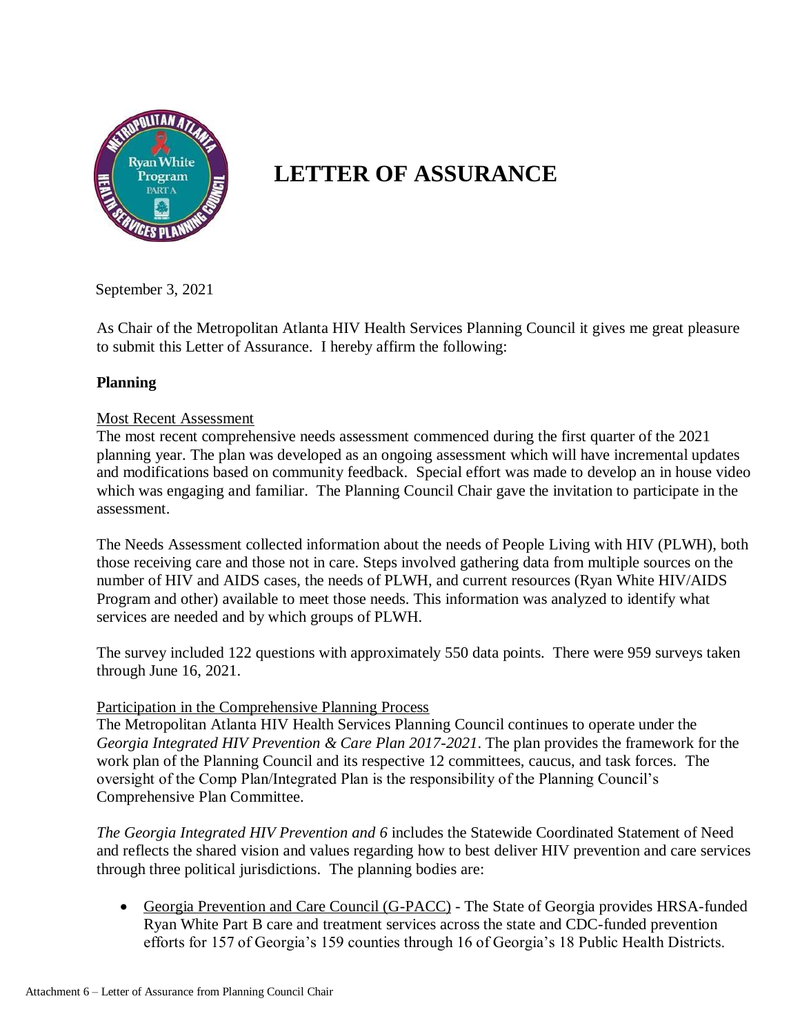# LETTER OF ASSURANCE

September 3, 2021

As Chair of the Metropolitan Atlanta HIV Health Services Planning Council it gives me great pleasure to submit this Letter of Assurance. I hereby affirm the following:

**Planning**

Most Recent Assessment

The most recent comprehensive needs assessment commenced during the first quarter of the 2021 planning year. The plan was developed as an ongoing assessment which will have incremental updates and modifications based on community feedback. Special effort was made to develop an in house video which was engaging and familiar. The Planning Council Chair gave the invitation to participate in the assessment.

The Needs Assessment collected information about the needs of People Living with HIV (PLWH), both those receiving care and those not in care. Steps involved gathering data from multiple sources on the number of HIV and AIDS cases, the needs of PLWH, and current resources (Ryan White HIV/AIDS Program and other) available to meet those needs. This information was analyzed to identify what services are needed and by which groups of PLWH.

The survey included 122 questions with approximately 550 data points. There were 959 surveys taken through June 16, 2021.

Participation in the Comprehensive Planning Process

The Metropolitan Atlanta HIV Health Services Planning Council continues to operate under the *Georgia Integrated HIV Prevention & Care Plan 2017-2021*. The plan provides the framework for the work plan of the Planning Council and its respective 12 committees, caucus, and task forces. The oversight of the Comp Plan/Integrated Plan is the responsibility of the Planning Council's Comprehensive Plan Committee.

*The Georgia Integrated HIV Prevention and 6* includes the Statewide Coordinated Statement of Need and reflects the shared vision and values regarding how to best deliver HIV prevention and care services through three political jurisdictions. The planning bodies are:

- Georgia Prevention and Care Council (G-PACC) - The State of Georgia provides HRSA-funded Ryan White Part B care and treatment services across the state and CDC-funded prevention efforts for 157 of Georgia's 159 counties through 16 of Georgia's 18 Public Health Districts.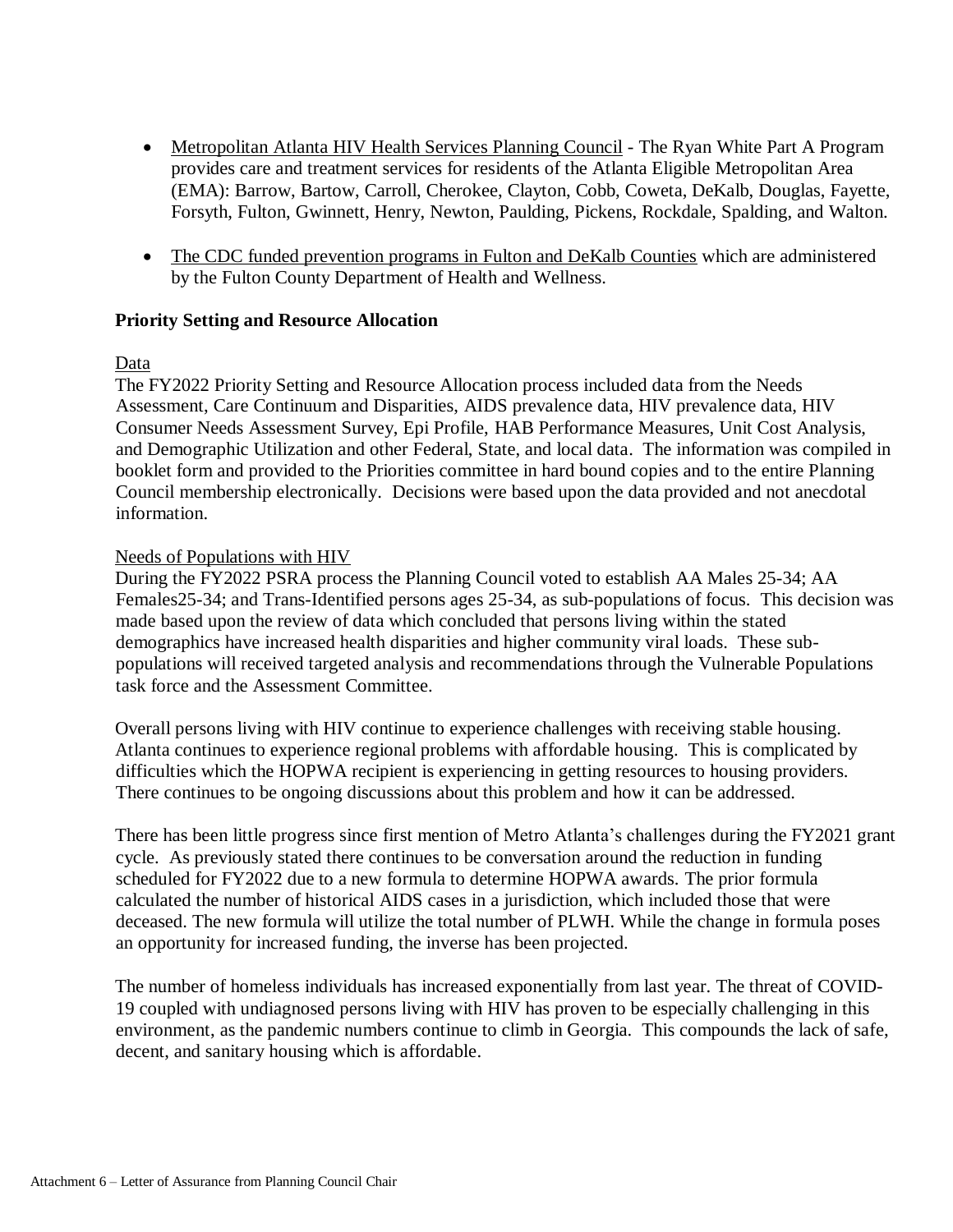- Metropolitan Atlanta HIV Health Services Planning Council - The Ryan White Part A Program provides care and treatment services for residents of the Atlanta Eligible Metropolitan Area (EMA): Barrow, Bartow, Carroll, Cherokee, Clayton, Cobb, Coweta, DeKalb, Douglas, Fayette, Forsyth, Fulton, Gwinnett, Henry, Newton, Paulding, Pickens, Rockdale, Spalding, and Walton.

- The CDC funded prevention programs in Fulton and DeKalb Counties which are administered by the Fulton County Department of Health and Wellness.

**Priority Setting and Resource Allocation**

Data

The FY2022 Priority Setting and Resource Allocation process included data from the Needs Assessment, Care Continuum and Disparities, AIDS prevalence data, HIV prevalence data, HIV Consumer Needs Assessment Survey, Epi Profile, HAB Performance Measures, Unit Cost Analysis, and Demographic Utilization and other Federal, State, and local data. The information was compiled in booklet form and provided to the Priorities committee in hard bound copies and to the entire Planning Council membership electronically. Decisions were based upon the data provided and not anecdotal information.

Needs of Populations with HIV

During the FY2022 PSRA process the Planning Council voted to establish AA Males 25-34; AA Females25-34; and Trans-Identified persons ages 25-34, as sub-populations of focus. This decision was made based upon the review of data which concluded that persons living within the stated demographics have increased health disparities and higher community viral loads. These sub-populations will received targeted analysis and recommendations through the Vulnerable Populations task force and the Assessment Committee.

Overall persons living with HIV continue to experience challenges with receiving stable housing. Atlanta continues to experience regional problems with affordable housing. This is complicated by difficulties which the HOPWA recipient is experiencing in getting resources to housing providers. There continues to be ongoing discussions about this problem and how it can be addressed.

There has been little progress since first mention of Metro Atlanta's challenges during the FY2021 grant cycle. As previously stated there continues to be conversation around the reduction in funding scheduled for FY2022 due to a new formula to determine HOPWA awards. The prior formula calculated the number of historical AIDS cases in a jurisdiction, which included those that were deceased. The new formula will utilize the total number of PLWH. While the change in formula poses an opportunity for increased funding, the inverse has been projected.

The number of homeless individuals has increased exponentially from last year. The threat of COVID-19 coupled with undiagnosed persons living with HIV has proven to be especially challenging in this environment, as the pandemic numbers continue to climb in Georgia. This compounds the lack of safe, decent, and sanitary housing which is affordable.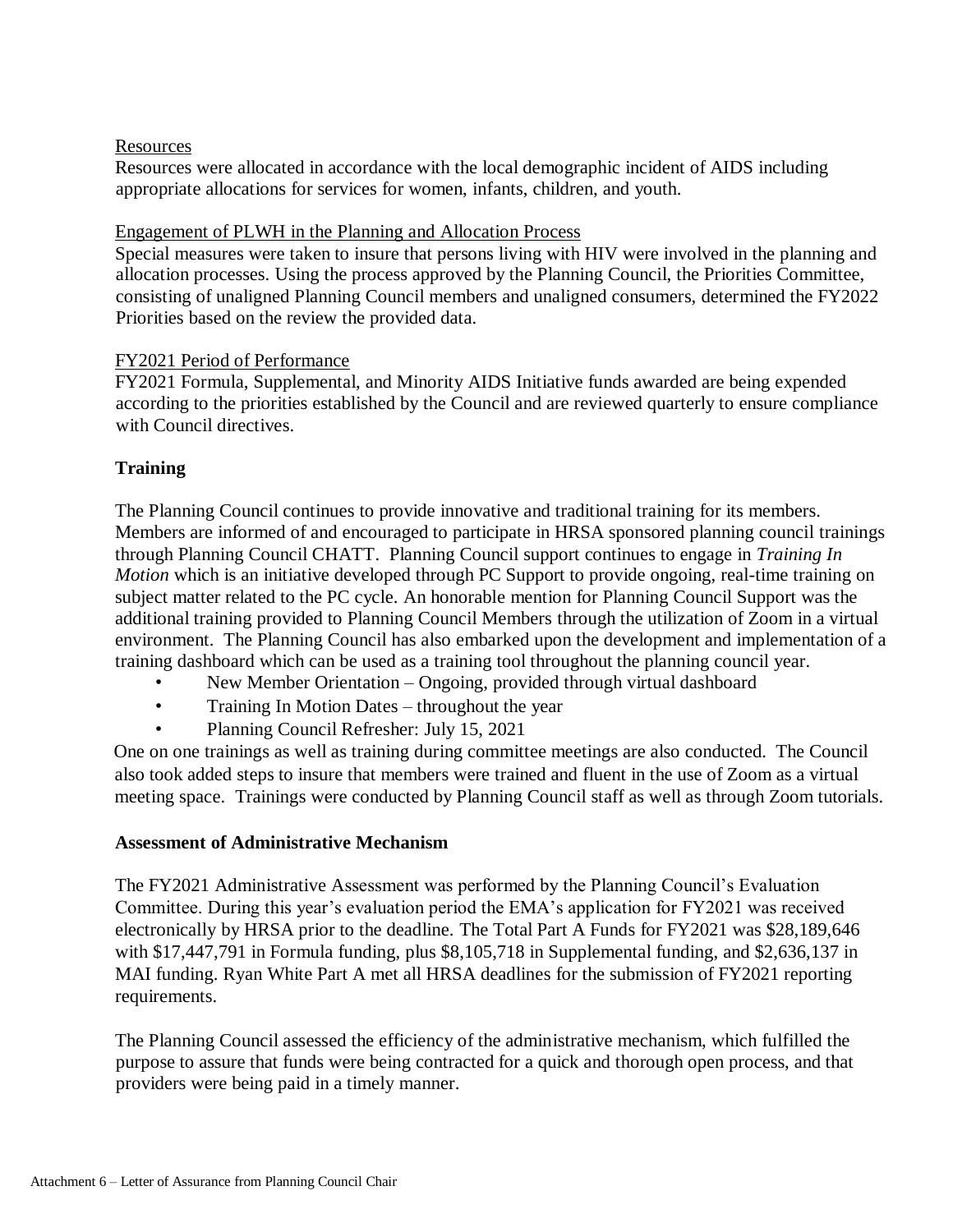Resources

Resources were allocated in accordance with the local demographic incident of AIDS including appropriate allocations for services for women, infants, children, and youth.

Engagement of PLWH in the Planning and Allocation Process

Special measures were taken to insure that persons living with HIV were involved in the planning and allocation processes. Using the process approved by the Planning Council, the Priorities Committee, consisting of unaligned Planning Council members and unaligned consumers, determined the FY2022 Priorities based on the review the provided data.

FY2021 Period of Performance

FY2021 Formula, Supplemental, and Minority AIDS Initiative funds awarded are being expended according to the priorities established by the Council and are reviewed quarterly to ensure compliance with Council directives.

**Training**

The Planning Council continues to provide innovative and traditional training for its members. Members are informed of and encouraged to participate in HRSA sponsored planning council trainings through Planning Council CHATT. Planning Council support continues to engage in *Training In Motion* which is an initiative developed through PC Support to provide ongoing, real-time training on subject matter related to the PC cycle. An honorable mention for Planning Council Support was the additional training provided to Planning Council Members through the utilization of Zoom in a virtual environment. The Planning Council has also embarked upon the development and implementation of a training dashboard which can be used as a training tool throughout the planning council year.

- New Member Orientation – Ongoing, provided through virtual dashboard
- Training In Motion Dates – throughout the year
- Planning Council Refresher: July 15, 2021

One on one trainings as well as training during committee meetings are also conducted. The Council also took added steps to insure that members were trained and fluent in the use of Zoom as a virtual meeting space. Trainings were conducted by Planning Council staff as well as through Zoom tutorials.

**Assessment of Administrative Mechanism**

The FY2021 Administrative Assessment was performed by the Planning Council's Evaluation Committee. During this year's evaluation period the EMA's application for FY2021 was received electronically by HRSA prior to the deadline. The Total Part A Funds for FY2021 was $28,189,646 with $17,447,791 in Formula funding, plus $8,105,718 in Supplemental funding, and $2,636,137 in MAI funding. Ryan White Part A met all HRSA deadlines for the submission of FY2021 reporting requirements.

The Planning Council assessed the efficiency of the administrative mechanism, which fulfilled the purpose to assure that funds were being contracted for a quick and thorough open process, and that providers were being paid in a timely manner.

Attachment 6 – Letter of Assurance from Planning Council Chair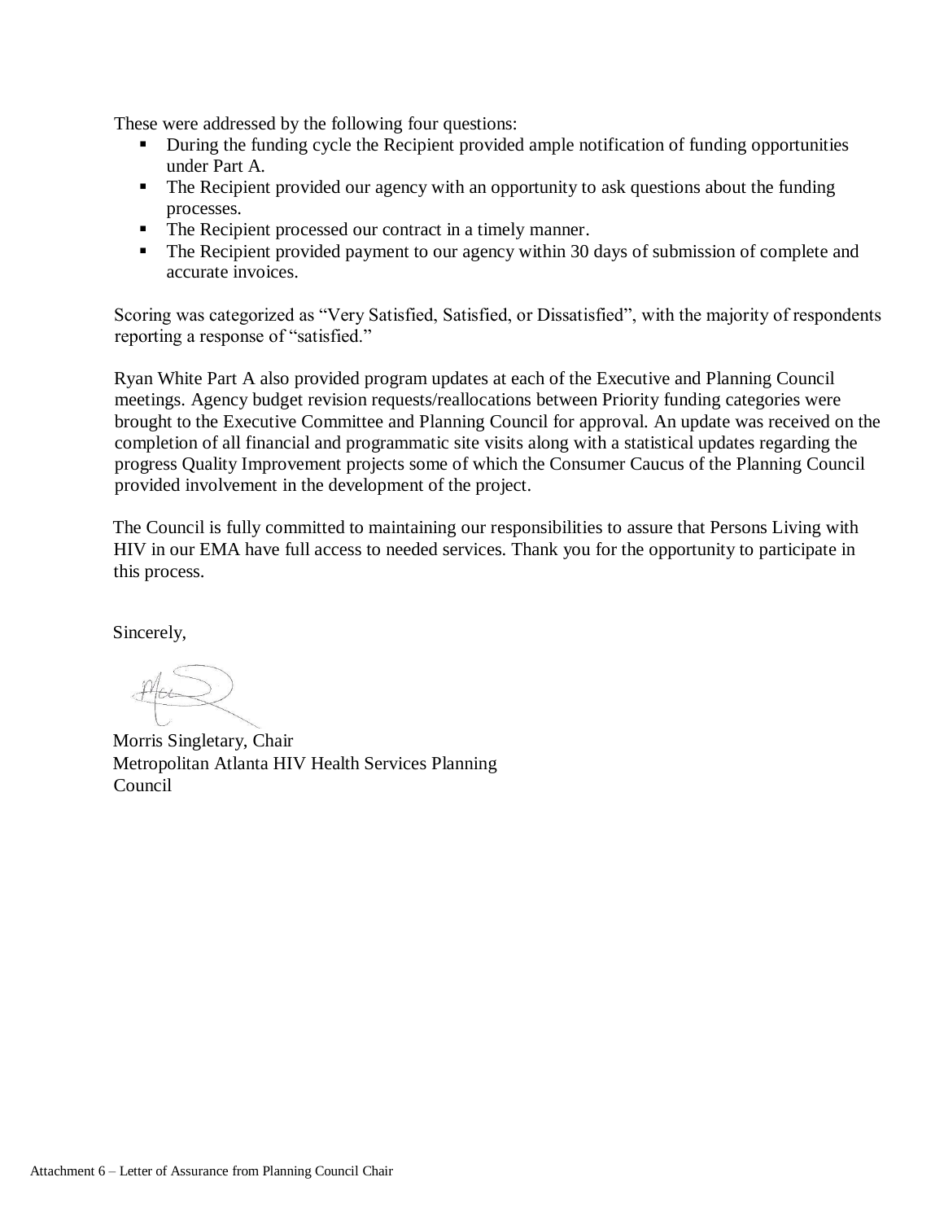These were addressed by the following four questions:

- During the funding cycle the Recipient provided ample notification of funding opportunities under Part A.
- The Recipient provided our agency with an opportunity to ask questions about the funding processes.
- The Recipient processed our contract in a timely manner.
- The Recipient provided payment to our agency within 30 days of submission of complete and accurate invoices.

Scoring was categorized as "Very Satisfied, Satisfied, or Dissatisfied", with the majority of respondents reporting a response of "satisfied."

Ryan White Part A also provided program updates at each of the Executive and Planning Council meetings. Agency budget revision requests/reallocations between Priority funding categories were brought to the Executive Committee and Planning Council for approval. An update was received on the completion of all financial and programmatic site visits along with a statistical updates regarding the progress Quality Improvement projects some of which the Consumer Caucus of the Planning Council provided involvement in the development of the project.

The Council is fully committed to maintaining our responsibilities to assure that Persons Living with HIV in our EMA have full access to needed services. Thank you for the opportunity to participate in this process.

Sincerely,

Morris Singletary, Chair
Metropolitan Atlanta HIV Health Services Planning Council

Attachment 6 – Letter of Assurance from Planning Council Chair